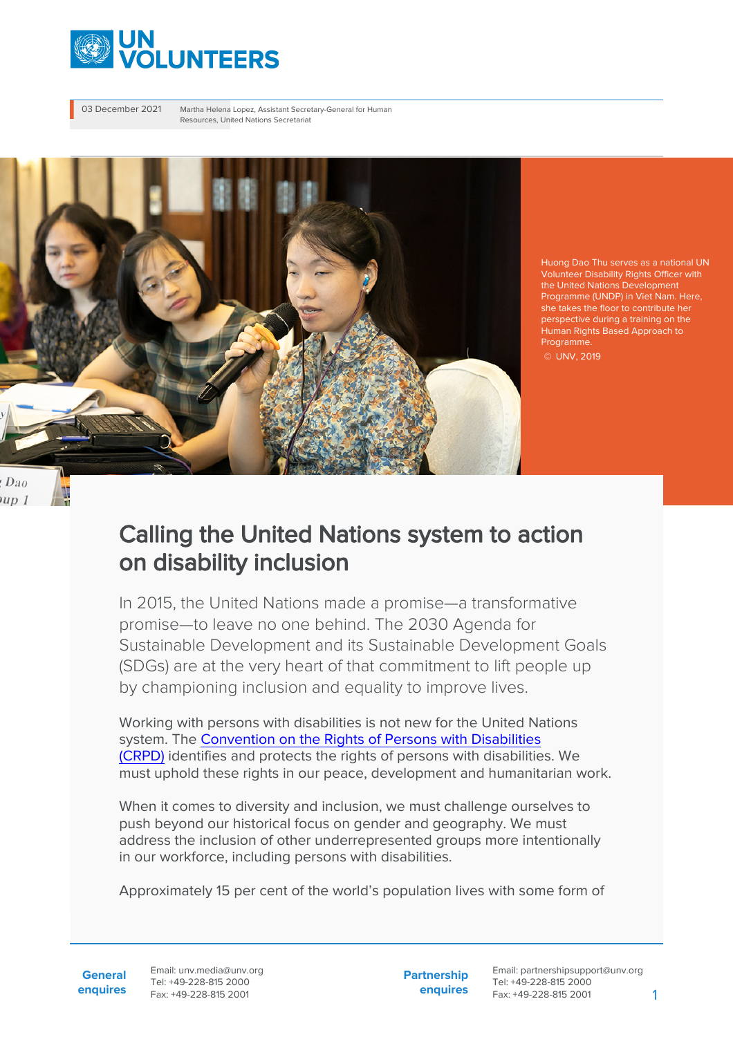03 December 2021

Martha Helena Lopez, Assistant Secretary-General for Human Resources, United Nations Secretariat

Huong Dao Thu serves as a national UN Volunteer Disability Rights Officer with the United Nations Development Programme (UNDP) in Viet Nam. Here, she takes the floor to contribute her perspective during a training on the Human Rights Based Approach to Programme.
© UNV, 2019

# Calling the United Nations system to action on disability inclusion

In 2015, the United Nations made a promise—a transformative promise—to leave no one behind. The 2030 Agenda for Sustainable Development and its Sustainable Development Goals (SDGs) are at the very heart of that commitment to lift people up by championing inclusion and equality to improve lives.

Working with persons with disabilities is not new for the United Nations system. The [Convention on the Rights of Persons with Disabilities (CRPD)] identifies and protects the rights of persons with disabilities. We must uphold these rights in our peace, development and humanitarian work.

When it comes to diversity and inclusion, we must challenge ourselves to push beyond our historical focus on gender and geography. We must address the inclusion of other underrepresented groups more intentionally in our workforce, including persons with disabilities.

Approximately 15 per cent of the world's population lives with some form of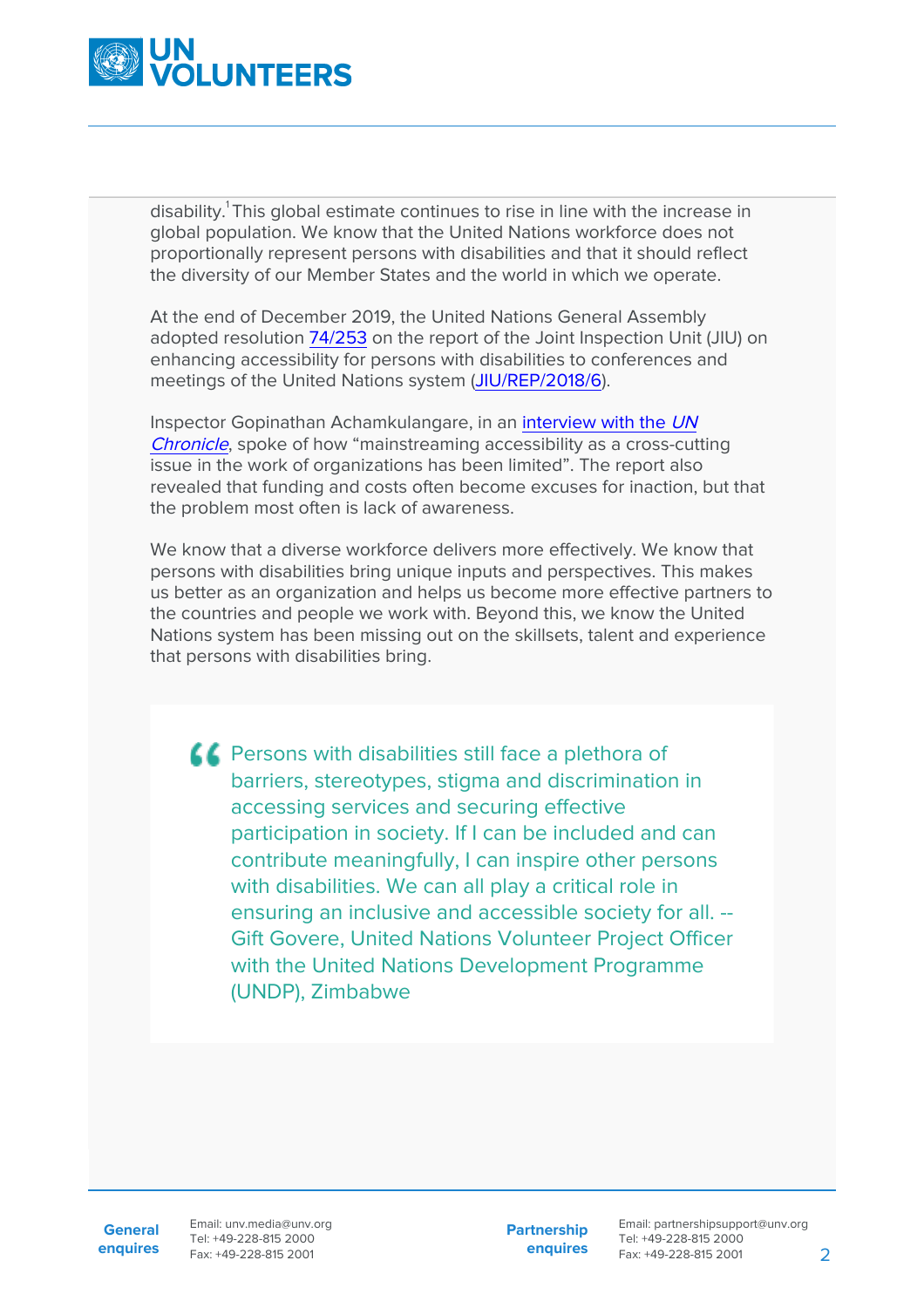disability.[1] This global estimate continues to rise in line with the increase in global population. We know that the United Nations workforce does not proportionally represent persons with disabilities and that it should reflect the diversity of our Member States and the world in which we operate.

At the end of December 2019, the United Nations General Assembly adopted resolution 74/253 on the report of the Joint Inspection Unit (JIU) on enhancing accessibility for persons with disabilities to conferences and meetings of the United Nations system (JIU/REP/2018/6).

Inspector Gopinathan Achamkulangare, in an interview with the *UN Chronicle*, spoke of how "mainstreaming accessibility as a cross-cutting issue in the work of organizations has been limited". The report also revealed that funding and costs often become excuses for inaction, but that the problem most often is lack of awareness.

We know that a diverse workforce delivers more effectively. We know that persons with disabilities bring unique inputs and perspectives. This makes us better as an organization and helps us become more effective partners to the countries and people we work with. Beyond this, we know the United Nations system has been missing out on the skillsets, talent and experience that persons with disabilities bring.

> Persons with disabilities still face a plethora of barriers, stereotypes, stigma and discrimination in accessing services and securing effective participation in society. If I can be included and can contribute meaningfully, I can inspire other persons with disabilities. We can all play a critical role in ensuring an inclusive and accessible society for all. -- Gift Govere, United Nations Volunteer Project Officer with the United Nations Development Programme (UNDP), Zimbabwe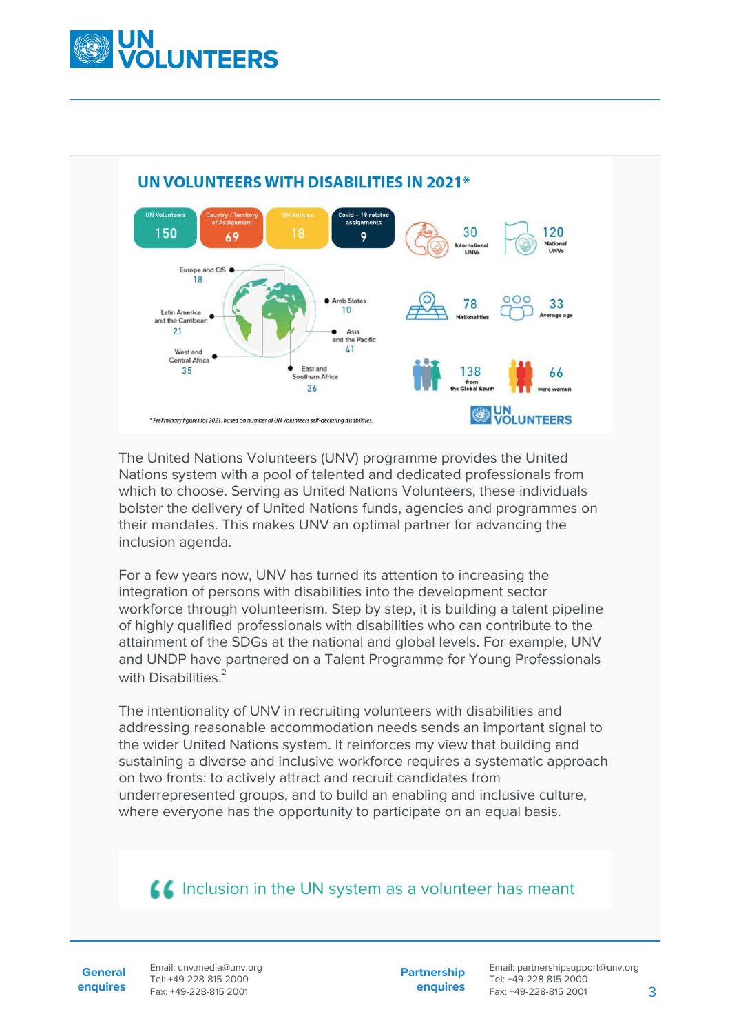## UN VOLUNTEERS WITH DISABILITIES IN 2021*

| UN Volunteers | Country / Territory of Assignment | UN Entities | Covid - 19 related assignments |
|---|---|---|---|
| 150 | 69 | 18 | 9 |

- 30 International UNVs
- 120 National UNVs
- 78 Nationalities
- 33 Average age
- 138 from the Global South
- 66 were women

Europe and CIS: 18
Latin America and the Carribean: 21
West and Central Africa: 35
East and Southern Africa: 26
Arab States: 10
Asia and the Pacific: 41

* Preliminary figures for 2021, based on number of UN Volunteers self-declaring disabilities.

The United Nations Volunteers (UNV) programme provides the United Nations system with a pool of talented and dedicated professionals from which to choose. Serving as United Nations Volunteers, these individuals bolster the delivery of United Nations funds, agencies and programmes on their mandates. This makes UNV an optimal partner for advancing the inclusion agenda.

For a few years now, UNV has turned its attention to increasing the integration of persons with disabilities into the development sector workforce through volunteerism. Step by step, it is building a talent pipeline of highly qualified professionals with disabilities who can contribute to the attainment of the SDGs at the national and global levels. For example, UNV and UNDP have partnered on a Talent Programme for Young Professionals with Disabilities.[2]

The intentionality of UNV in recruiting volunteers with disabilities and addressing reasonable accommodation needs sends an important signal to the wider United Nations system. It reinforces my view that building and sustaining a diverse and inclusive workforce requires a systematic approach on two fronts: to actively attract and recruit candidates from underrepresented groups, and to build an enabling and inclusive culture, where everyone has the opportunity to participate on an equal basis.

> “ Inclusion in the UN system as a volunteer has meant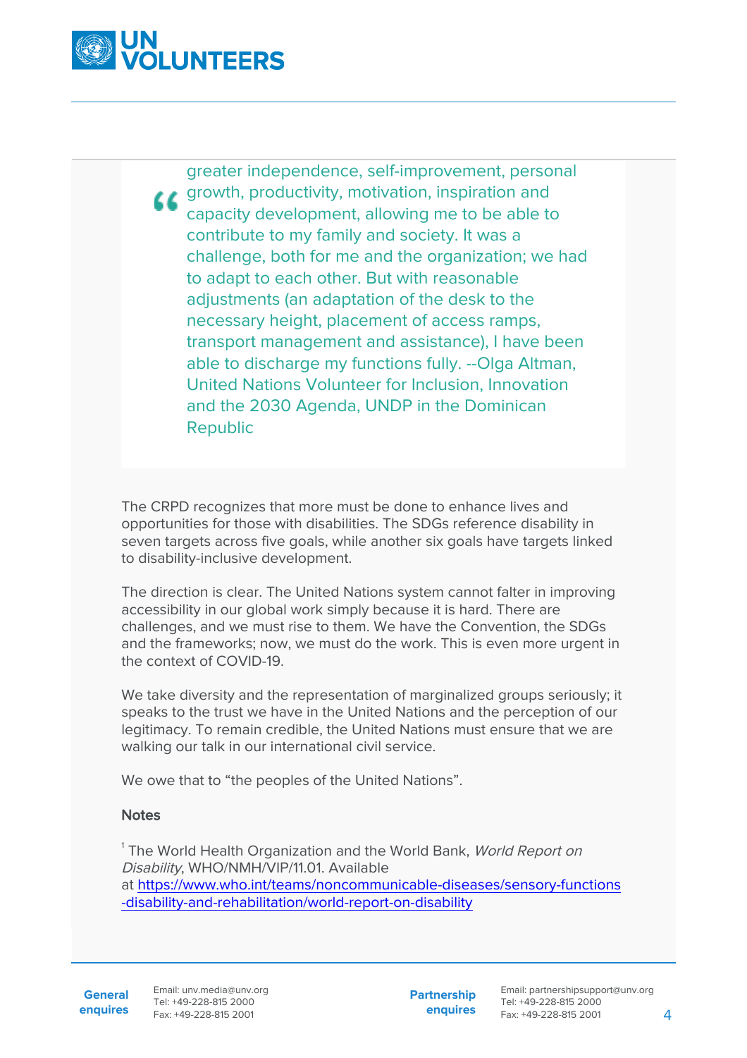> greater independence, self-improvement, personal growth, productivity, motivation, inspiration and capacity development, allowing me to be able to contribute to my family and society. It was a challenge, both for me and the organization; we had to adapt to each other. But with reasonable adjustments (an adaptation of the desk to the necessary height, placement of access ramps, transport management and assistance), I have been able to discharge my functions fully. --Olga Altman, United Nations Volunteer for Inclusion, Innovation and the 2030 Agenda, UNDP in the Dominican Republic

The CRPD recognizes that more must be done to enhance lives and opportunities for those with disabilities. The SDGs reference disability in seven targets across five goals, while another six goals have targets linked to disability-inclusive development.

The direction is clear. The United Nations system cannot falter in improving accessibility in our global work simply because it is hard. There are challenges, and we must rise to them. We have the Convention, the SDGs and the frameworks; now, we must do the work. This is even more urgent in the context of COVID-19.

We take diversity and the representation of marginalized groups seriously; it speaks to the trust we have in the United Nations and the perception of our legitimacy. To remain credible, the United Nations must ensure that we are walking our talk in our international civil service.

We owe that to "the peoples of the United Nations".

**Notes**

[1] The World Health Organization and the World Bank, *World Report on Disability*, WHO/NMH/VIP/11.01. Available at [https://www.who.int/teams/noncommunicable-diseases/sensory-functions-disability-and-rehabilitation/world-report-on-disability](https://www.who.int/teams/noncommunicable-diseases/sensory-functions-disability-and-rehabilitation/world-report-on-disability)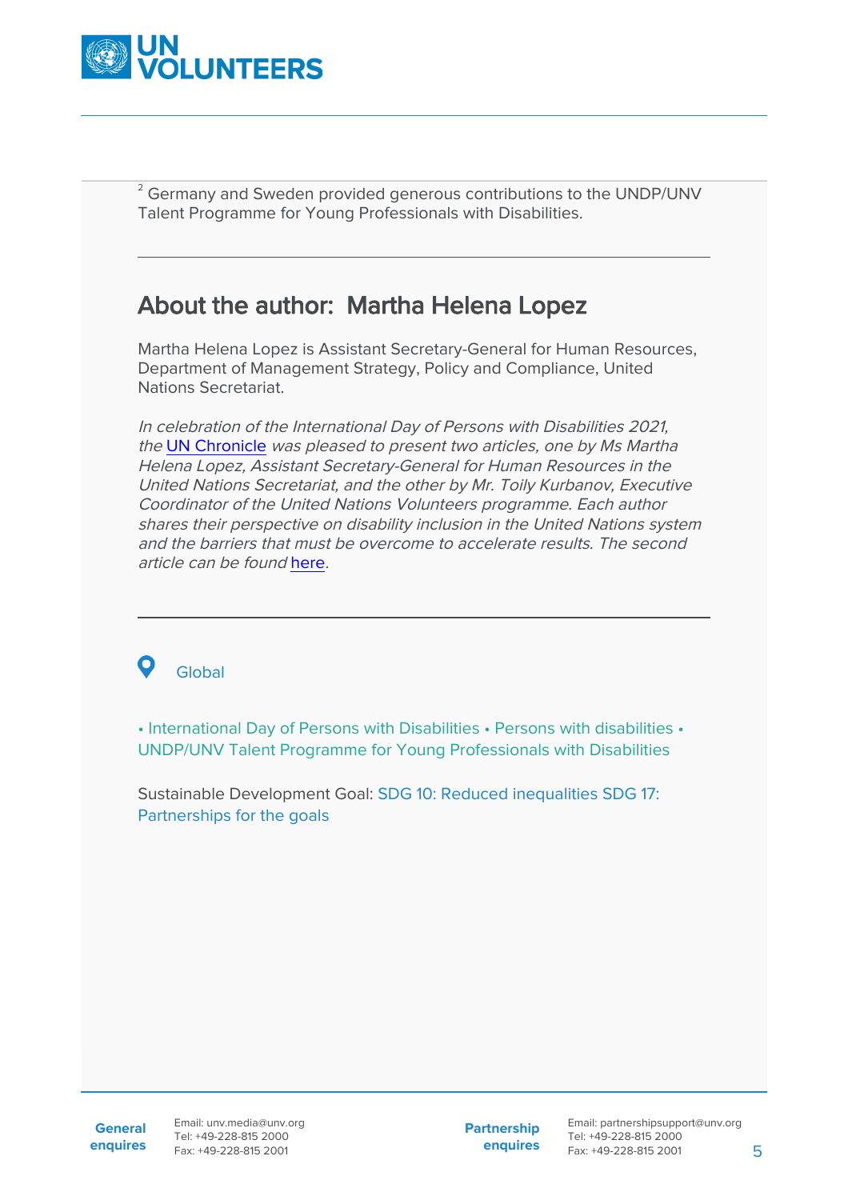[2] Germany and Sweden provided generous contributions to the UNDP/UNV Talent Programme for Young Professionals with Disabilities.

---

## About the author:  Martha Helena Lopez

Martha Helena Lopez is Assistant Secretary-General for Human Resources, Department of Management Strategy, Policy and Compliance, United Nations Secretariat.

*In celebration of the International Day of Persons with Disabilities 2021, the UN Chronicle was pleased to present two articles, one by Ms Martha Helena Lopez, Assistant Secretary-General for Human Resources in the United Nations Secretariat, and the other by Mr. Toily Kurbanov, Executive Coordinator of the United Nations Volunteers programme. Each author shares their perspective on disability inclusion in the United Nations system and the barriers that must be overcome to accelerate results. The second article can be found here.*

---

Global

• International Day of Persons with Disabilities • Persons with disabilities • UNDP/UNV Talent Programme for Young Professionals with Disabilities

Sustainable Development Goal: SDG 10: Reduced inequalities SDG 17: Partnerships for the goals

**General enquires** Email: unv.media@unv.org Tel: +49-228-815 2000 Fax: +49-228-815 2001

**Partnership enquires** Email: partnershipsupport@unv.org Tel: +49-228-815 2000 Fax: +49-228-815 2001